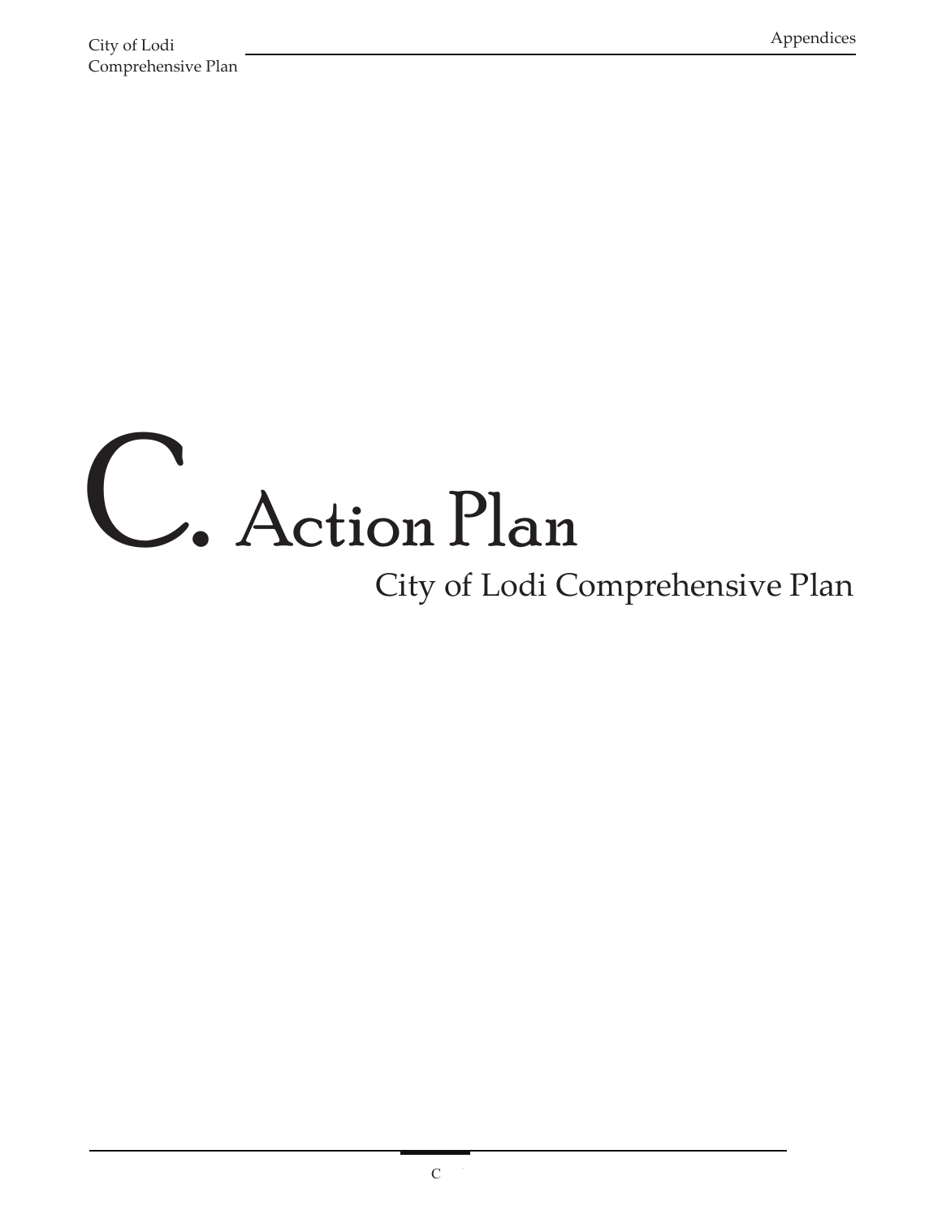# C. Action Plan

City of Lodi Comprehensive Plan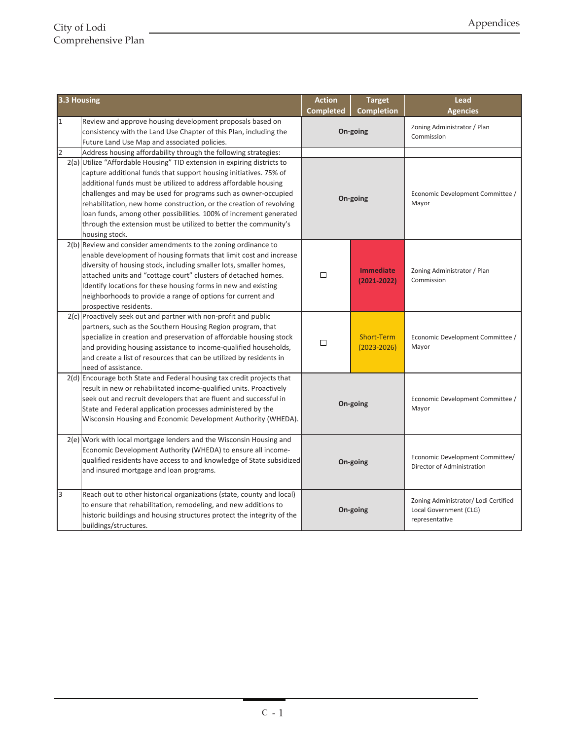| 3.3 Housing | | Action Completed | Target Completion | Lead Agencies |
|---|---|---|---|---|
| 1 | Review and approve housing development proposals based on consistency with the Land Use Chapter of this Plan, including the Future Land Use Map and associated policies. | On-going | | Zoning Administrator / Plan Commission |
| 2 | Address housing affordability through the following strategies: | | | |
| 2(a) | Utilize "Affordable Housing" TID extension in expiring districts to capture additional funds that support housing initiatives. 75% of additional funds must be utilized to address affordable housing challenges and may be used for programs such as owner-occupied rehabilitation, new home construction, or the creation of revolving loan funds, among other possibilities. 100% of increment generated through the extension must be utilized to better the community's housing stock. | On-going | | Economic Development Committee / Mayor |
| 2(b) | Review and consider amendments to the zoning ordinance to enable development of housing formats that limit cost and increase diversity of housing stock, including smaller lots, smaller homes, attached units and "cottage court" clusters of detached homes. Identify locations for these housing forms in new and existing neighborhoods to provide a range of options for current and prospective residents. | ☐ | **Immediate (2021-2022)** | Zoning Administrator / Plan Commission |
| 2(c) | Proactively seek out and partner with non-profit and public partners, such as the Southern Housing Region program, that specialize in creation and preservation of affordable housing stock and providing housing assistance to income-qualified households, and create a list of resources that can be utilized by residents in need of assistance. | ☐ | Short-Term (2023-2026) | Economic Development Committee / Mayor |
| 2(d) | Encourage both State and Federal housing tax credit projects that result in new or rehabilitated income-qualified units. Proactively seek out and recruit developers that are fluent and successful in State and Federal application processes administered by the Wisconsin Housing and Economic Development Authority (WHEDA). | On-going | | Economic Development Committee / Mayor |
| 2(e) | Work with local mortgage lenders and the Wisconsin Housing and Economic Development Authority (WHEDA) to ensure all income-qualified residents have access to and knowledge of State subsidized and insured mortgage and loan programs. | On-going | | Economic Development Committee/ Director of Administration |
| 3 | Reach out to other historical organizations (state, county and local) to ensure that rehabilitation, remodeling, and new additions to historic buildings and housing structures protect the integrity of the buildings/structures. | On-going | | Zoning Administrator/ Lodi Certified Local Government (CLG) representative |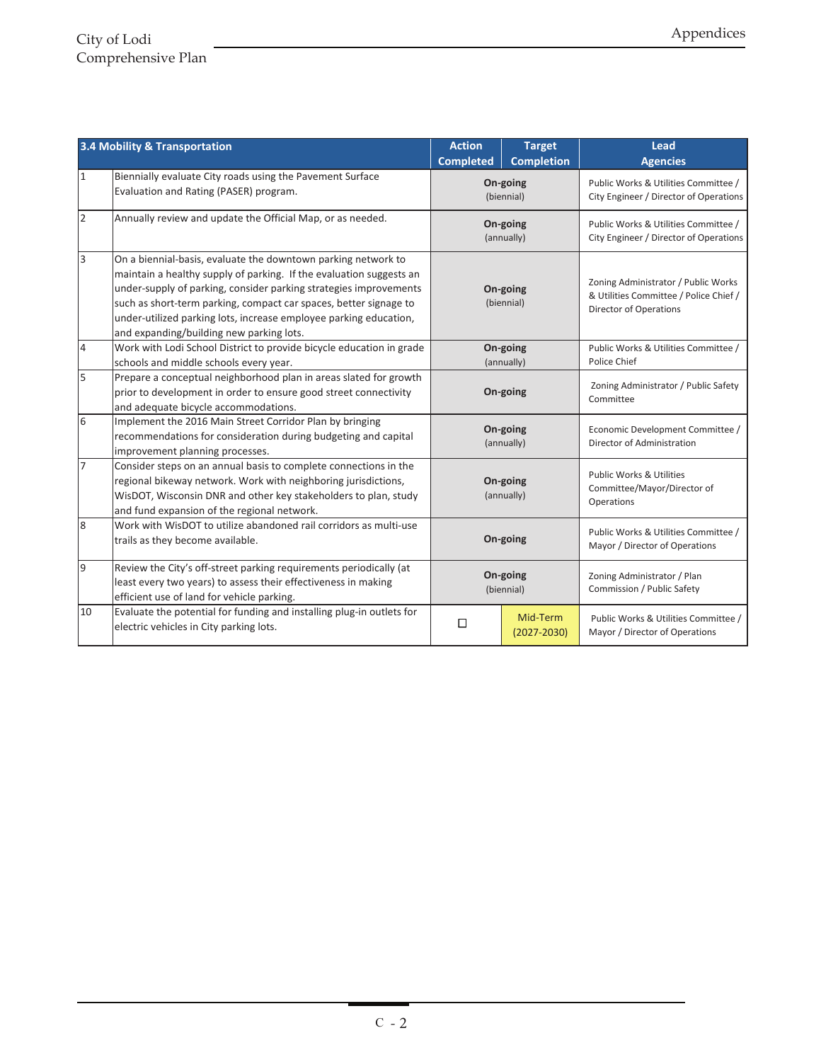| 3.4 Mobility & Transportation | | Action Completed | Target Completion | Lead Agencies |
|---|---|---|---|---|
| 1 | Biennially evaluate City roads using the Pavement Surface Evaluation and Rating (PASER) program. | **On-going** (biennial) | | Public Works & Utilities Committee / City Engineer / Director of Operations |
| 2 | Annually review and update the Official Map, or as needed. | **On-going** (annually) | | Public Works & Utilities Committee / City Engineer / Director of Operations |
| 3 | On a biennial-basis, evaluate the downtown parking network to maintain a healthy supply of parking. If the evaluation suggests an under-supply of parking, consider parking strategies improvements such as short-term parking, compact car spaces, better signage to under-utilized parking lots, increase employee parking education, and expanding/building new parking lots. | **On-going** (biennial) | | Zoning Administrator / Public Works & Utilities Committee / Police Chief / Director of Operations |
| 4 | Work with Lodi School District to provide bicycle education in grade schools and middle schools every year. | **On-going** (annually) | | Public Works & Utilities Committee / Police Chief |
| 5 | Prepare a conceptual neighborhood plan in areas slated for growth prior to development in order to ensure good street connectivity and adequate bicycle accommodations. | **On-going** | | Zoning Administrator / Public Safety Committee |
| 6 | Implement the 2016 Main Street Corridor Plan by bringing recommendations for consideration during budgeting and capital improvement planning processes. | **On-going** (annually) | | Economic Development Committee / Director of Administration |
| 7 | Consider steps on an annual basis to complete connections in the regional bikeway network. Work with neighboring jurisdictions, WisDOT, Wisconsin DNR and other key stakeholders to plan, study and fund expansion of the regional network. | **On-going** (annually) | | Public Works & Utilities Committee/Mayor/Director of Operations |
| 8 | Work with WisDOT to utilize abandoned rail corridors as multi-use trails as they become available. | **On-going** | | Public Works & Utilities Committee / Mayor / Director of Operations |
| 9 | Review the City's off-street parking requirements periodically (at least every two years) to assess their effectiveness in making efficient use of land for vehicle parking. | **On-going** (biennial) | | Zoning Administrator / Plan Commission / Public Safety |
| 10 | Evaluate the potential for funding and installing plug-in outlets for electric vehicles in City parking lots. | ☐ | Mid-Term (2027-2030) | Public Works & Utilities Committee / Mayor / Director of Operations |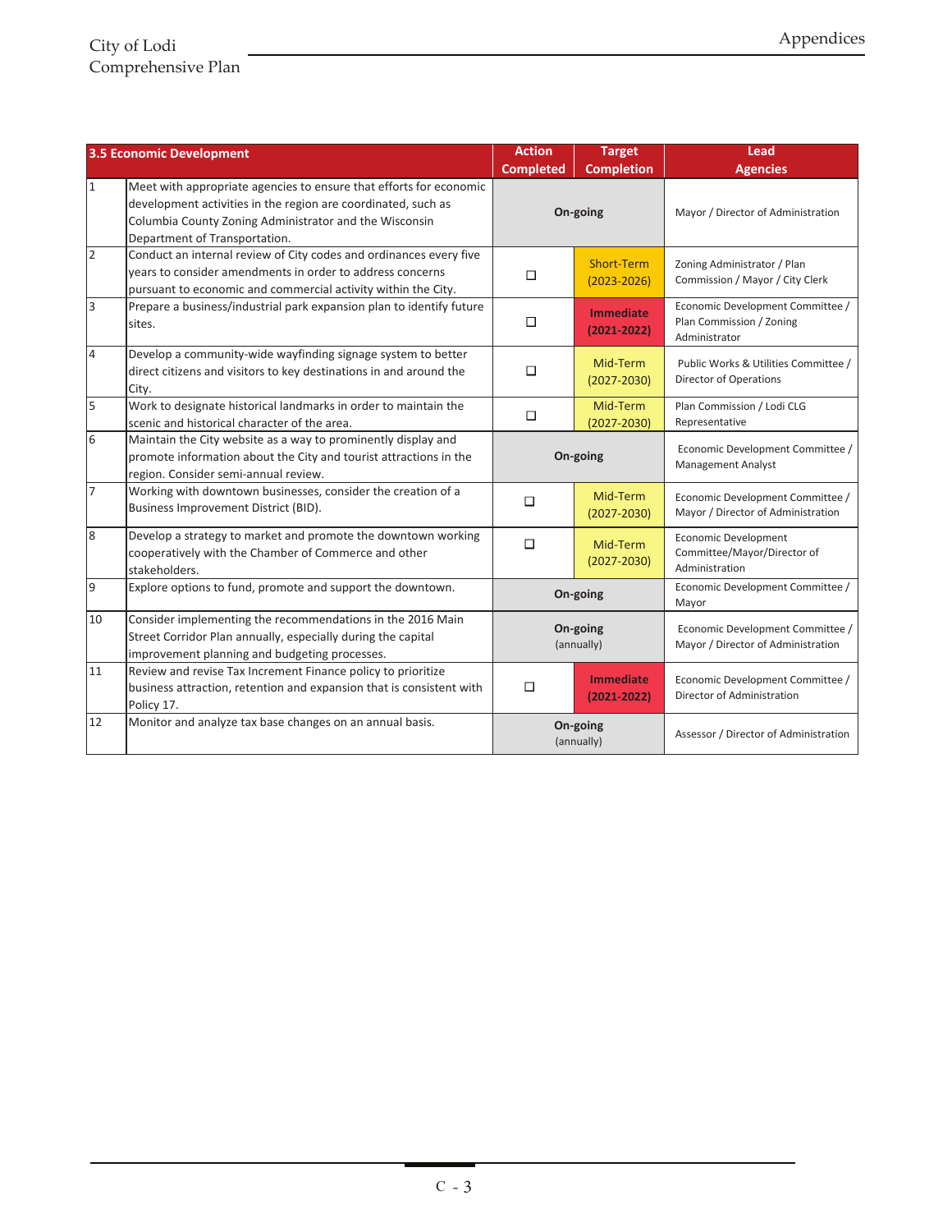| | 3.5 Economic Development | Action Completed | Target Completion | Lead Agencies |
|---|---|---|---|---|
| 1 | Meet with appropriate agencies to ensure that efforts for economic development activities in the region are coordinated, such as Columbia County Zoning Administrator and the Wisconsin Department of Transportation. | **On-going** | | Mayor / Director of Administration |
| 2 | Conduct an internal review of City codes and ordinances every five years to consider amendments in order to address concerns pursuant to economic and commercial activity within the City. | ☐ | Short-Term (2023-2026) | Zoning Administrator / Plan Commission / Mayor / City Clerk |
| 3 | Prepare a business/industrial park expansion plan to identify future sites. | ☐ | **Immediate (2021-2022)** | Economic Development Committee / Plan Commission / Zoning Administrator |
| 4 | Develop a community-wide wayfinding signage system to better direct citizens and visitors to key destinations in and around the City. | ☐ | Mid-Term (2027-2030) | Public Works & Utilities Committee / Director of Operations |
| 5 | Work to designate historical landmarks in order to maintain the scenic and historical character of the area. | ☐ | Mid-Term (2027-2030) | Plan Commission / Lodi CLG Representative |
| 6 | Maintain the City website as a way to prominently display and promote information about the City and tourist attractions in the region. Consider semi-annual review. | **On-going** | | Economic Development Committee / Management Analyst |
| 7 | Working with downtown businesses, consider the creation of a Business Improvement District (BID). | ☐ | Mid-Term (2027-2030) | Economic Development Committee / Mayor / Director of Administration |
| 8 | Develop a strategy to market and promote the downtown working cooperatively with the Chamber of Commerce and other stakeholders. | ☐ | Mid-Term (2027-2030) | Economic Development Committee/Mayor/Director of Administration |
| 9 | Explore options to fund, promote and support the downtown. | **On-going** | | Economic Development Committee / Mayor |
| 10 | Consider implementing the recommendations in the 2016 Main Street Corridor Plan annually, especially during the capital improvement planning and budgeting processes. | **On-going** (annually) | | Economic Development Committee / Mayor / Director of Administration |
| 11 | Review and revise Tax Increment Finance policy to prioritize business attraction, retention and expansion that is consistent with Policy 17. | ☐ | **Immediate (2021-2022)** | Economic Development Committee / Director of Administration |
| 12 | Monitor and analyze tax base changes on an annual basis. | **On-going** (annually) | | Assessor / Director of Administration |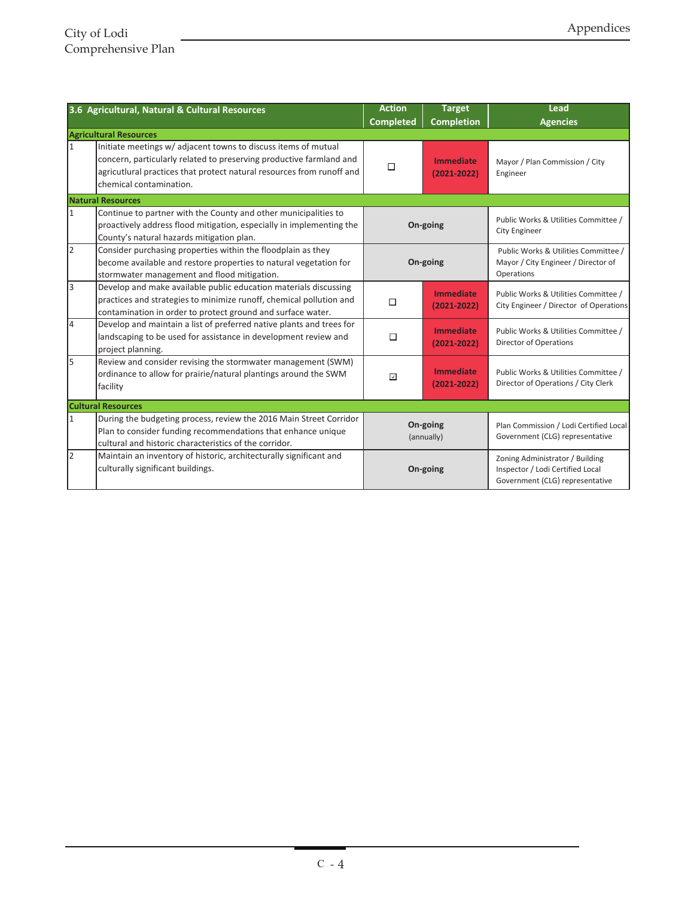| 3.6 Agricultural, Natural & Cultural Resources | | Action Completed | Target Completion | Lead Agencies |
|---|---|---|---|---|
| **Agricultural Resources** | | | | |
| 1 | Initiate meetings w/ adjacent towns to discuss items of mutual concern, particularly related to preserving productive farmland and agrictultural practices that protect natural resources from runoff and chemical contamination. | ☐ | **Immediate (2021-2022)** | Mayor / Plan Commission / City Engineer |
| **Natural Resources** | | | | |
| 1 | Continue to partner with the County and other municipalities to proactively address flood mitigation, especially in implementing the County's natural hazards mitigation plan. | **On-going** | | Public Works & Utilities Committee / City Engineer |
| 2 | Consider purchasing properties within the floodplain as they become available and restore properties to natural vegetation for stormwater management and flood mitigation. | **On-going** | | Public Works & Utilities Committee / Mayor / City Engineer / Director of Operations |
| 3 | Develop and make available public education materials discussing practices and strategies to minimize runoff, chemical pollution and contamination in order to protect ground and surface water. | ☐ | **Immediate (2021-2022)** | Public Works & Utilities Committee / City Engineer / Director of Operations |
| 4 | Develop and maintain a list of preferred native plants and trees for landscaping to be used for assistance in development review and project planning. | ☐ | **Immediate (2021-2022)** | Public Works & Utilities Committee / Director of Operations |
| 5 | Review and consider revising the stormwater management (SWM) ordinance to allow for prairie/natural plantings around the SWM facility | ☑ | **Immediate (2021-2022)** | Public Works & Utilities Committee / Director of Operations / City Clerk |
| **Cultural Resources** | | | | |
| 1 | During the budgeting process, review the 2016 Main Street Corridor Plan to consider funding recommendations that enhance unique cultural and historic characteristics of the corridor. | **On-going** (annually) | | Plan Commission / Lodi Certified Local Government (CLG) representative |
| 2 | Maintain an inventory of historic, architecturally significant and culturally significant buildings. | **On-going** | | Zoning Administrator / Building Inspector / Lodi Certified Local Government (CLG) representative |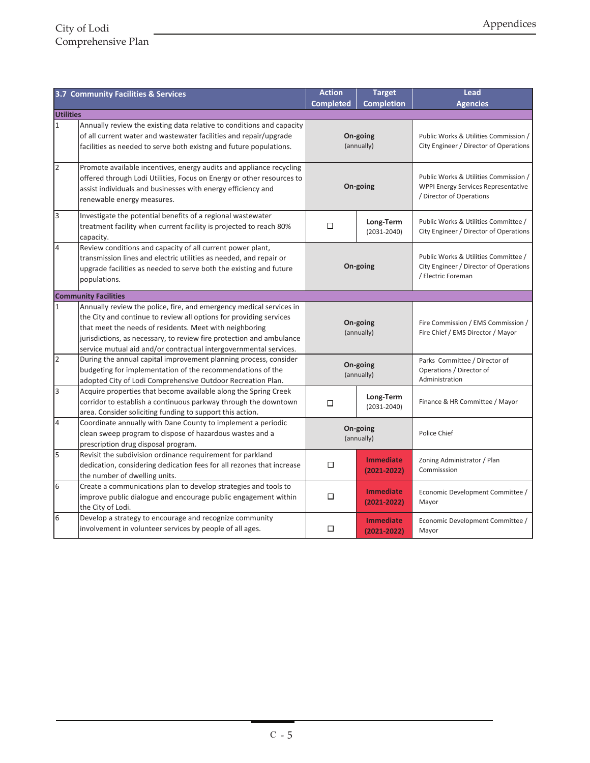| | 3.7 Community Facilities & Services | Action Completed | Target Completion | Lead Agencies |
|---|---|---|---|---|
| **Utilities** | | | | |
| 1 | Annually review the existing data relative to conditions and capacity of all current water and wastewater facilities and repair/upgrade facilities as needed to serve both existng and future populations. | **On-going** (annually) | | Public Works & Utilities Commission / City Engineer / Director of Operations |
| 2 | Promote available incentives, energy audits and appliance recycling offered through Lodi Utilities, Focus on Energy or other resources to assist individuals and businesses with energy efficiency and renewable energy measures. | **On-going** | | Public Works & Utilities Commission / WPPI Energy Services Representative / Director of Operations |
| 3 | Investigate the potential benefits of a regional wastewater treatment facility when current facility is projected to reach 80% capacity. | ☐ | **Long-Term** (2031-2040) | Public Works & Utilities Committee / City Engineer / Director of Operations |
| 4 | Review conditions and capacity of all current power plant, transmission lines and electric utilities as needed, and repair or upgrade facilities as needed to serve both the existing and future populations. | **On-going** | | Public Works & Utilities Committee / City Engineer / Director of Operations / Electric Foreman |
| **Community Facilities** | | | | |
| 1 | Annually review the police, fire, and emergency medical services in the City and continue to review all options for providing services that meet the needs of residents. Meet with neighboring jurisdictions, as necessary, to review fire protection and ambulance service mutual aid and/or contractual intergovernmental services. | **On-going** (annually) | | Fire Commission / EMS Commission / Fire Chief / EMS Director / Mayor |
| 2 | During the annual capital improvement planning process, consider budgeting for implementation of the recommendations of the adopted City of Lodi Comprehensive Outdoor Recreation Plan. | **On-going** (annually) | | Parks Committee / Director of Operations / Director of Administration |
| 3 | Acquire properties that become available along the Spring Creek corridor to establish a continuous parkway through the downtown area. Consider soliciting funding to support this action. | ☐ | **Long-Term** (2031-2040) | Finance & HR Committee / Mayor |
| 4 | Coordinate annually with Dane County to implement a periodic clean sweep program to dispose of hazardous wastes and a prescription drug disposal program. | **On-going** (annually) | | Police Chief |
| 5 | Revisit the subdivision ordinance requirement for parkland dedication, considering dedication fees for all rezones that increase the number of dwelling units. | ☐ | **Immediate (2021-2022)** | Zoning Administrator / Plan Commisssion |
| 6 | Create a communications plan to develop strategies and tools to improve public dialogue and encourage public engagement within the City of Lodi. | ☐ | **Immediate (2021-2022)** | Economic Development Committee / Mayor |
| 6 | Develop a strategy to encourage and recognize community involvement in volunteer services by people of all ages. | ☐ | **Immediate (2021-2022)** | Economic Development Committee / Mayor |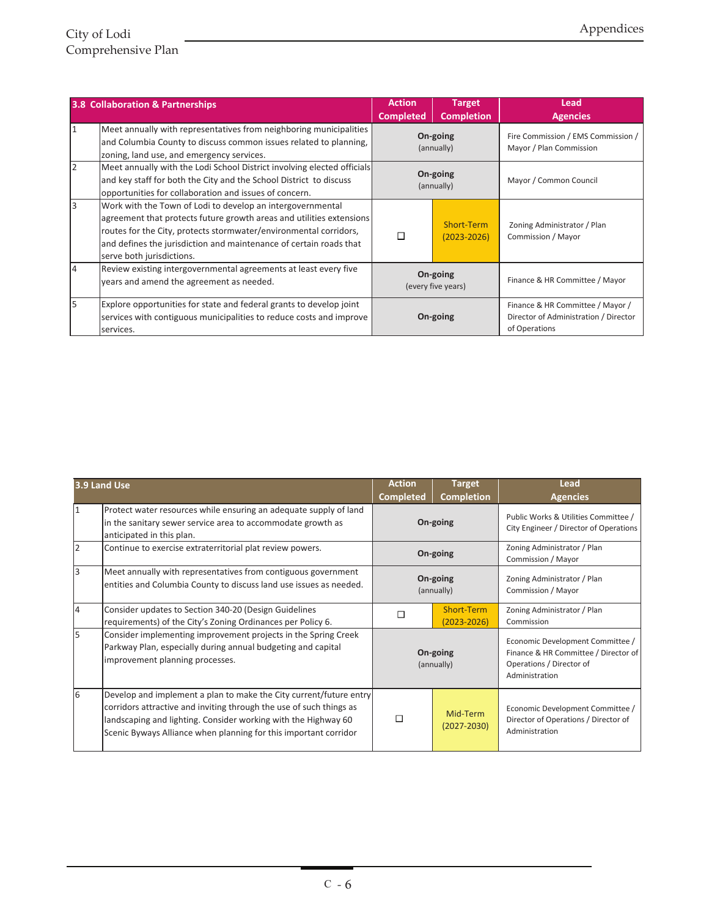| 3.8 Collaboration & Partnerships | | Action Completed | Target Completion | Lead Agencies |
|---|---|---|---|---|
| 1 | Meet annually with representatives from neighboring municipalities and Columbia County to discuss common issues related to planning, zoning, land use, and emergency services. | **On-going** (annually) | | Fire Commission / EMS Commission / Mayor / Plan Commission |
| 2 | Meet annually with the Lodi School District involving elected officials and key staff for both the City and the School District to discuss opportunities for collaboration and issues of concern. | **On-going** (annually) | | Mayor / Common Council |
| 3 | Work with the Town of Lodi to develop an intergovernmental agreement that protects future growth areas and utilities extensions routes for the City, protects stormwater/environmental corridors, and defines the jurisdiction and maintenance of certain roads that serve both jurisdictions. | ☐ | Short-Term (2023-2026) | Zoning Administrator / Plan Commission / Mayor |
| 4 | Review existing intergovernmental agreements at least every five years and amend the agreement as needed. | **On-going** (every five years) | | Finance & HR Committee / Mayor |
| 5 | Explore opportunities for state and federal grants to develop joint services with contiguous municipalities to reduce costs and improve services. | **On-going** | | Finance & HR Committee / Mayor / Director of Administration / Director of Operations |

| 3.9 Land Use | | Action Completed | Target Completion | Lead Agencies |
|---|---|---|---|---|
| 1 | Protect water resources while ensuring an adequate supply of land in the sanitary sewer service area to accommodate growth as anticipated in this plan. | **On-going** | | Public Works & Utilities Committee / City Engineer / Director of Operations |
| 2 | Continue to exercise extraterritorial plat review powers. | **On-going** | | Zoning Administrator / Plan Commission / Mayor |
| 3 | Meet annually with representatives from contiguous government entities and Columbia County to discuss land use issues as needed. | **On-going** (annually) | | Zoning Administrator / Plan Commission / Mayor |
| 4 | Consider updates to Section 340-20 (Design Guidelines requirements) of the City's Zoning Ordinances per Policy 6. | ☐ | Short-Term (2023-2026) | Zoning Administrator / Plan Commission |
| 5 | Consider implementing improvement projects in the Spring Creek Parkway Plan, especially during annual budgeting and capital improvement planning processes. | **On-going** (annually) | | Economic Development Committee / Finance & HR Committee / Director of Operations / Director of Administration |
| 6 | Develop and implement a plan to make the City current/future entry corridors attractive and inviting through the use of such things as landscaping and lighting. Consider working with the Highway 60 Scenic Byways Alliance when planning for this important corridor | ☐ | Mid-Term (2027-2030) | Economic Development Committee / Director of Operations / Director of Administration |